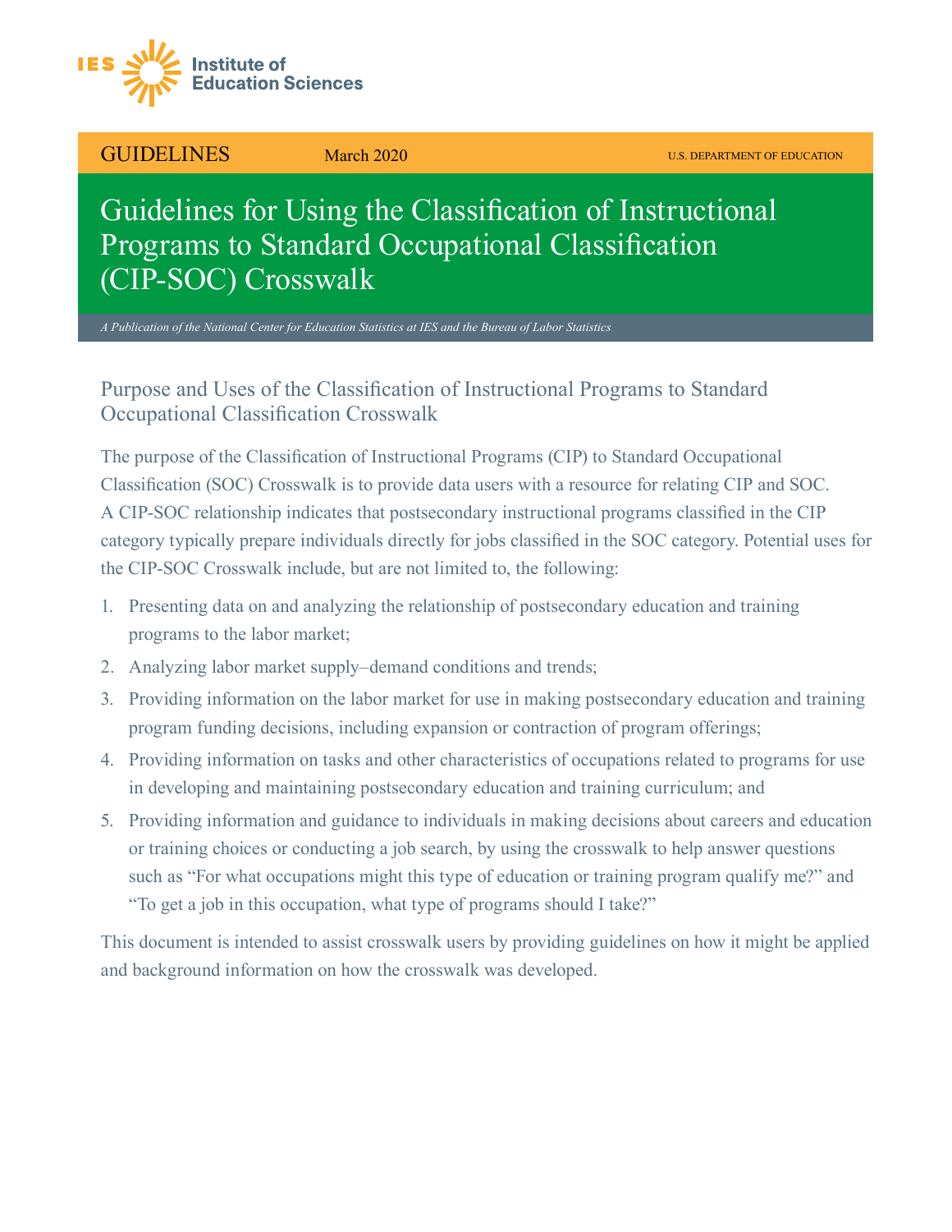Institute of Education Sciences

GUIDELINES March 2020 U.S. DEPARTMENT OF EDUCATION

# Guidelines for Using the Classification of Instructional Programs to Standard Occupational Classification (CIP-SOC) Crosswalk

*A Publication of the National Center for Education Statistics at IES and the Bureau of Labor Statistics*

## Purpose and Uses of the Classification of Instructional Programs to Standard Occupational Classification Crosswalk

The purpose of the Classification of Instructional Programs (CIP) to Standard Occupational Classification (SOC) Crosswalk is to provide data users with a resource for relating CIP and SOC. A CIP-SOC relationship indicates that postsecondary instructional programs classified in the CIP category typically prepare individuals directly for jobs classified in the SOC category. Potential uses for the CIP-SOC Crosswalk include, but are not limited to, the following:

1. Presenting data on and analyzing the relationship of postsecondary education and training programs to the labor market;
2. Analyzing labor market supply–demand conditions and trends;
3. Providing information on the labor market for use in making postsecondary education and training program funding decisions, including expansion or contraction of program offerings;
4. Providing information on tasks and other characteristics of occupations related to programs for use in developing and maintaining postsecondary education and training curriculum; and
5. Providing information and guidance to individuals in making decisions about careers and education or training choices or conducting a job search, by using the crosswalk to help answer questions such as "For what occupations might this type of education or training program qualify me?" and "To get a job in this occupation, what type of programs should I take?"

This document is intended to assist crosswalk users by providing guidelines on how it might be applied and background information on how the crosswalk was developed.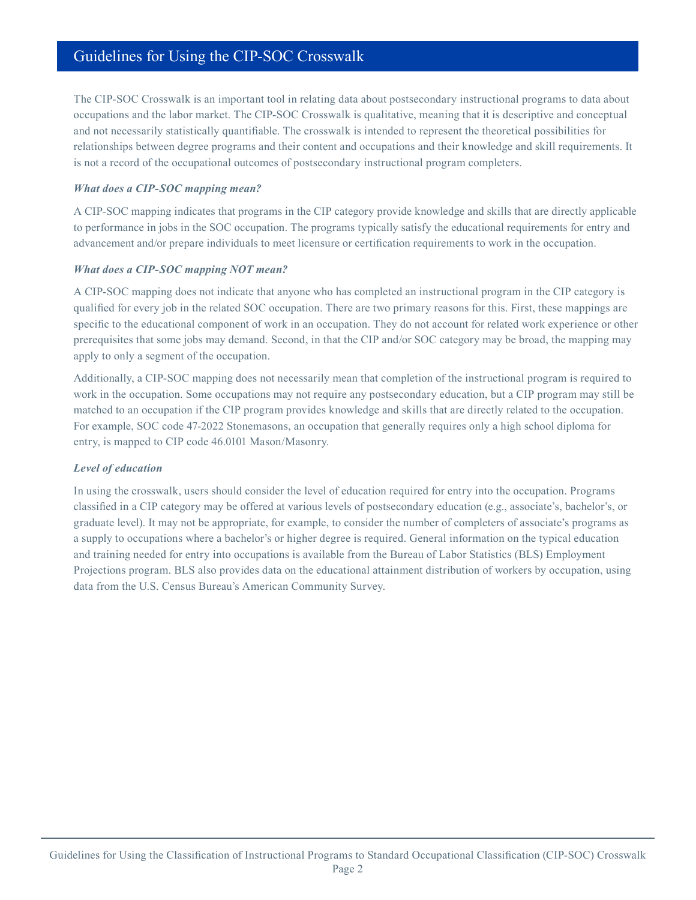## Guidelines for Using the CIP-SOC Crosswalk

The CIP-SOC Crosswalk is an important tool in relating data about postsecondary instructional programs to data about occupations and the labor market. The CIP-SOC Crosswalk is qualitative, meaning that it is descriptive and conceptual and not necessarily statistically quantifiable. The crosswalk is intended to represent the theoretical possibilities for relationships between degree programs and their content and occupations and their knowledge and skill requirements. It is not a record of the occupational outcomes of postsecondary instructional program completers.

***What does a CIP-SOC mapping mean?***

A CIP-SOC mapping indicates that programs in the CIP category provide knowledge and skills that are directly applicable to performance in jobs in the SOC occupation. The programs typically satisfy the educational requirements for entry and advancement and/or prepare individuals to meet licensure or certification requirements to work in the occupation.

***What does a CIP-SOC mapping NOT mean?***

A CIP-SOC mapping does not indicate that anyone who has completed an instructional program in the CIP category is qualified for every job in the related SOC occupation. There are two primary reasons for this. First, these mappings are specific to the educational component of work in an occupation. They do not account for related work experience or other prerequisites that some jobs may demand. Second, in that the CIP and/or SOC category may be broad, the mapping may apply to only a segment of the occupation.

Additionally, a CIP-SOC mapping does not necessarily mean that completion of the instructional program is required to work in the occupation. Some occupations may not require any postsecondary education, but a CIP program may still be matched to an occupation if the CIP program provides knowledge and skills that are directly related to the occupation. For example, SOC code 47-2022 Stonemasons, an occupation that generally requires only a high school diploma for entry, is mapped to CIP code 46.0101 Mason/Masonry.

***Level of education***

In using the crosswalk, users should consider the level of education required for entry into the occupation. Programs classified in a CIP category may be offered at various levels of postsecondary education (e.g., associate's, bachelor's, or graduate level). It may not be appropriate, for example, to consider the number of completers of associate's programs as a supply to occupations where a bachelor's or higher degree is required. General information on the typical education and training needed for entry into occupations is available from the Bureau of Labor Statistics (BLS) Employment Projections program. BLS also provides data on the educational attainment distribution of workers by occupation, using data from the U.S. Census Bureau's American Community Survey.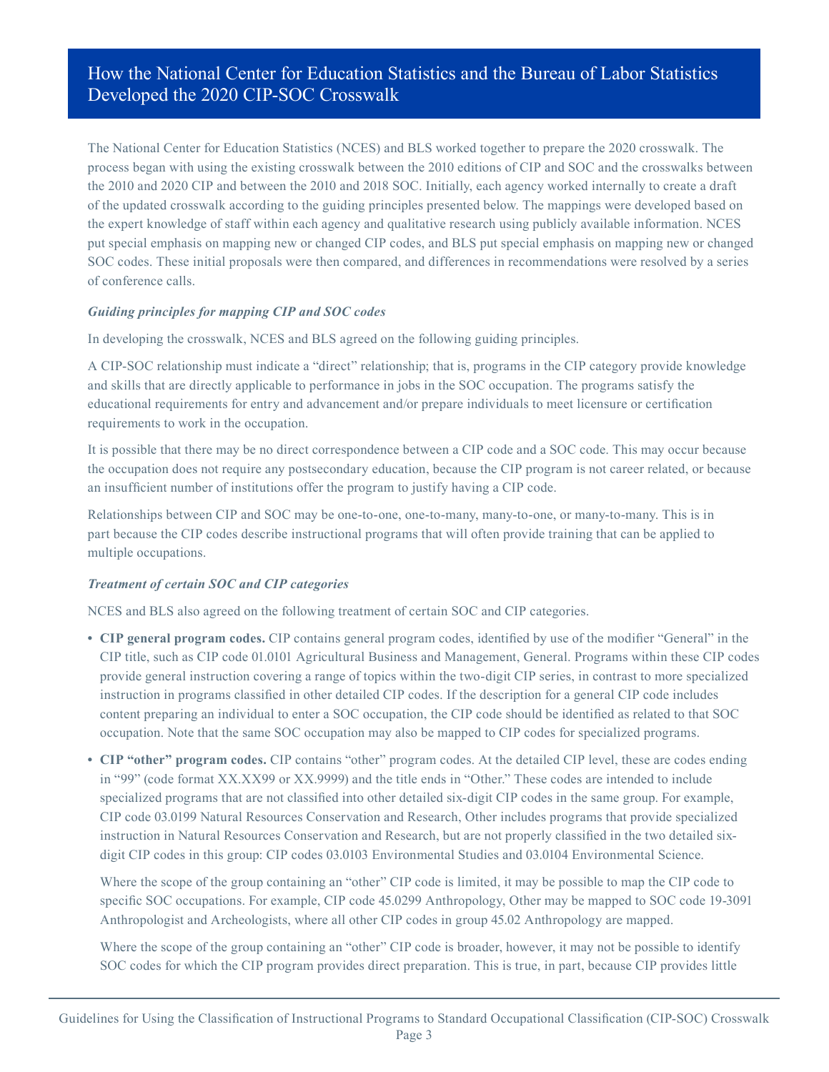## How the National Center for Education Statistics and the Bureau of Labor Statistics Developed the 2020 CIP-SOC Crosswalk

The National Center for Education Statistics (NCES) and BLS worked together to prepare the 2020 crosswalk. The process began with using the existing crosswalk between the 2010 editions of CIP and SOC and the crosswalks between the 2010 and 2020 CIP and between the 2010 and 2018 SOC. Initially, each agency worked internally to create a draft of the updated crosswalk according to the guiding principles presented below. The mappings were developed based on the expert knowledge of staff within each agency and qualitative research using publicly available information. NCES put special emphasis on mapping new or changed CIP codes, and BLS put special emphasis on mapping new or changed SOC codes. These initial proposals were then compared, and differences in recommendations were resolved by a series of conference calls.

***Guiding principles for mapping CIP and SOC codes***

In developing the crosswalk, NCES and BLS agreed on the following guiding principles.

A CIP-SOC relationship must indicate a "direct" relationship; that is, programs in the CIP category provide knowledge and skills that are directly applicable to performance in jobs in the SOC occupation. The programs satisfy the educational requirements for entry and advancement and/or prepare individuals to meet licensure or certification requirements to work in the occupation.

It is possible that there may be no direct correspondence between a CIP code and a SOC code. This may occur because the occupation does not require any postsecondary education, because the CIP program is not career related, or because an insufficient number of institutions offer the program to justify having a CIP code.

Relationships between CIP and SOC may be one-to-one, one-to-many, many-to-one, or many-to-many. This is in part because the CIP codes describe instructional programs that will often provide training that can be applied to multiple occupations.

***Treatment of certain SOC and CIP categories***

NCES and BLS also agreed on the following treatment of certain SOC and CIP categories.

- **CIP general program codes.** CIP contains general program codes, identified by use of the modifier "General" in the CIP title, such as CIP code 01.0101 Agricultural Business and Management, General. Programs within these CIP codes provide general instruction covering a range of topics within the two-digit CIP series, in contrast to more specialized instruction in programs classified in other detailed CIP codes. If the description for a general CIP code includes content preparing an individual to enter a SOC occupation, the CIP code should be identified as related to that SOC occupation. Note that the same SOC occupation may also be mapped to CIP codes for specialized programs.
- **CIP "other" program codes.** CIP contains "other" program codes. At the detailed CIP level, these are codes ending in "99" (code format XX.XX99 or XX.9999) and the title ends in "Other." These codes are intended to include specialized programs that are not classified into other detailed six-digit CIP codes in the same group. For example, CIP code 03.0199 Natural Resources Conservation and Research, Other includes programs that provide specialized instruction in Natural Resources Conservation and Research, but are not properly classified in the two detailed six-digit CIP codes in this group: CIP codes 03.0103 Environmental Studies and 03.0104 Environmental Science.

  Where the scope of the group containing an "other" CIP code is limited, it may be possible to map the CIP code to specific SOC occupations. For example, CIP code 45.0299 Anthropology, Other may be mapped to SOC code 19-3091 Anthropologist and Archeologists, where all other CIP codes in group 45.02 Anthropology are mapped.

  Where the scope of the group containing an "other" CIP code is broader, however, it may not be possible to identify SOC codes for which the CIP program provides direct preparation. This is true, in part, because CIP provides little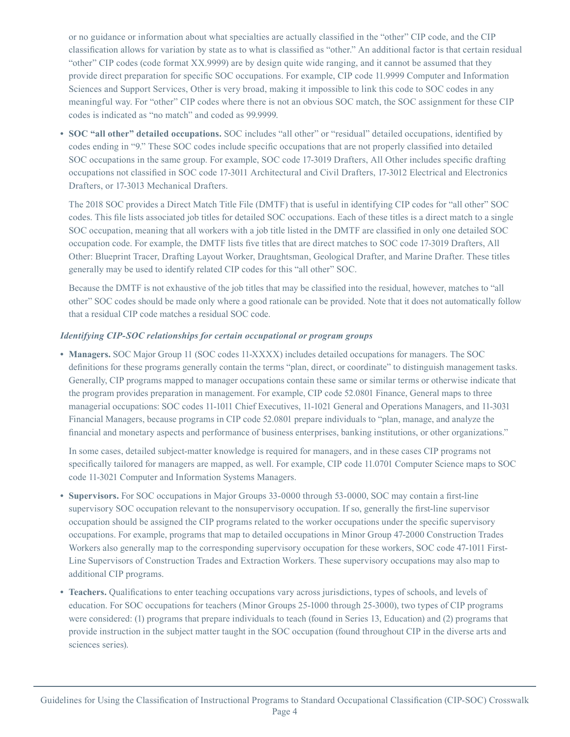or no guidance or information about what specialties are actually classified in the "other" CIP code, and the CIP classification allows for variation by state as to what is classified as "other." An additional factor is that certain residual "other" CIP codes (code format XX.9999) are by design quite wide ranging, and it cannot be assumed that they provide direct preparation for specific SOC occupations. For example, CIP code 11.9999 Computer and Information Sciences and Support Services, Other is very broad, making it impossible to link this code to SOC codes in any meaningful way. For "other" CIP codes where there is not an obvious SOC match, the SOC assignment for these CIP codes is indicated as "no match" and coded as 99.9999.

- **SOC "all other" detailed occupations.** SOC includes "all other" or "residual" detailed occupations, identified by codes ending in "9." These SOC codes include specific occupations that are not properly classified into detailed SOC occupations in the same group. For example, SOC code 17-3019 Drafters, All Other includes specific drafting occupations not classified in SOC code 17-3011 Architectural and Civil Drafters, 17-3012 Electrical and Electronics Drafters, or 17-3013 Mechanical Drafters.

  The 2018 SOC provides a Direct Match Title File (DMTF) that is useful in identifying CIP codes for "all other" SOC codes. This file lists associated job titles for detailed SOC occupations. Each of these titles is a direct match to a single SOC occupation, meaning that all workers with a job title listed in the DMTF are classified in only one detailed SOC occupation code. For example, the DMTF lists five titles that are direct matches to SOC code 17-3019 Drafters, All Other: Blueprint Tracer, Drafting Layout Worker, Draughtsman, Geological Drafter, and Marine Drafter. These titles generally may be used to identify related CIP codes for this "all other" SOC.

  Because the DMTF is not exhaustive of the job titles that may be classified into the residual, however, matches to "all other" SOC codes should be made only where a good rationale can be provided. Note that it does not automatically follow that a residual CIP code matches a residual SOC code.

***Identifying CIP-SOC relationships for certain occupational or program groups***

- **Managers.** SOC Major Group 11 (SOC codes 11-XXXX) includes detailed occupations for managers. The SOC definitions for these programs generally contain the terms "plan, direct, or coordinate" to distinguish management tasks. Generally, CIP programs mapped to manager occupations contain these same or similar terms or otherwise indicate that the program provides preparation in management. For example, CIP code 52.0801 Finance, General maps to three managerial occupations: SOC codes 11-1011 Chief Executives, 11-1021 General and Operations Managers, and 11-3031 Financial Managers, because programs in CIP code 52.0801 prepare individuals to "plan, manage, and analyze the financial and monetary aspects and performance of business enterprises, banking institutions, or other organizations."

  In some cases, detailed subject-matter knowledge is required for managers, and in these cases CIP programs not specifically tailored for managers are mapped, as well. For example, CIP code 11.0701 Computer Science maps to SOC code 11-3021 Computer and Information Systems Managers.

- **Supervisors.** For SOC occupations in Major Groups 33-0000 through 53-0000, SOC may contain a first-line supervisory SOC occupation relevant to the nonsupervisory occupation. If so, generally the first-line supervisor occupation should be assigned the CIP programs related to the worker occupations under the specific supervisory occupations. For example, programs that map to detailed occupations in Minor Group 47-2000 Construction Trades Workers also generally map to the corresponding supervisory occupation for these workers, SOC code 47-1011 First-Line Supervisors of Construction Trades and Extraction Workers. These supervisory occupations may also map to additional CIP programs.

- **Teachers.** Qualifications to enter teaching occupations vary across jurisdictions, types of schools, and levels of education. For SOC occupations for teachers (Minor Groups 25-1000 through 25-3000), two types of CIP programs were considered: (1) programs that prepare individuals to teach (found in Series 13, Education) and (2) programs that provide instruction in the subject matter taught in the SOC occupation (found throughout CIP in the diverse arts and sciences series).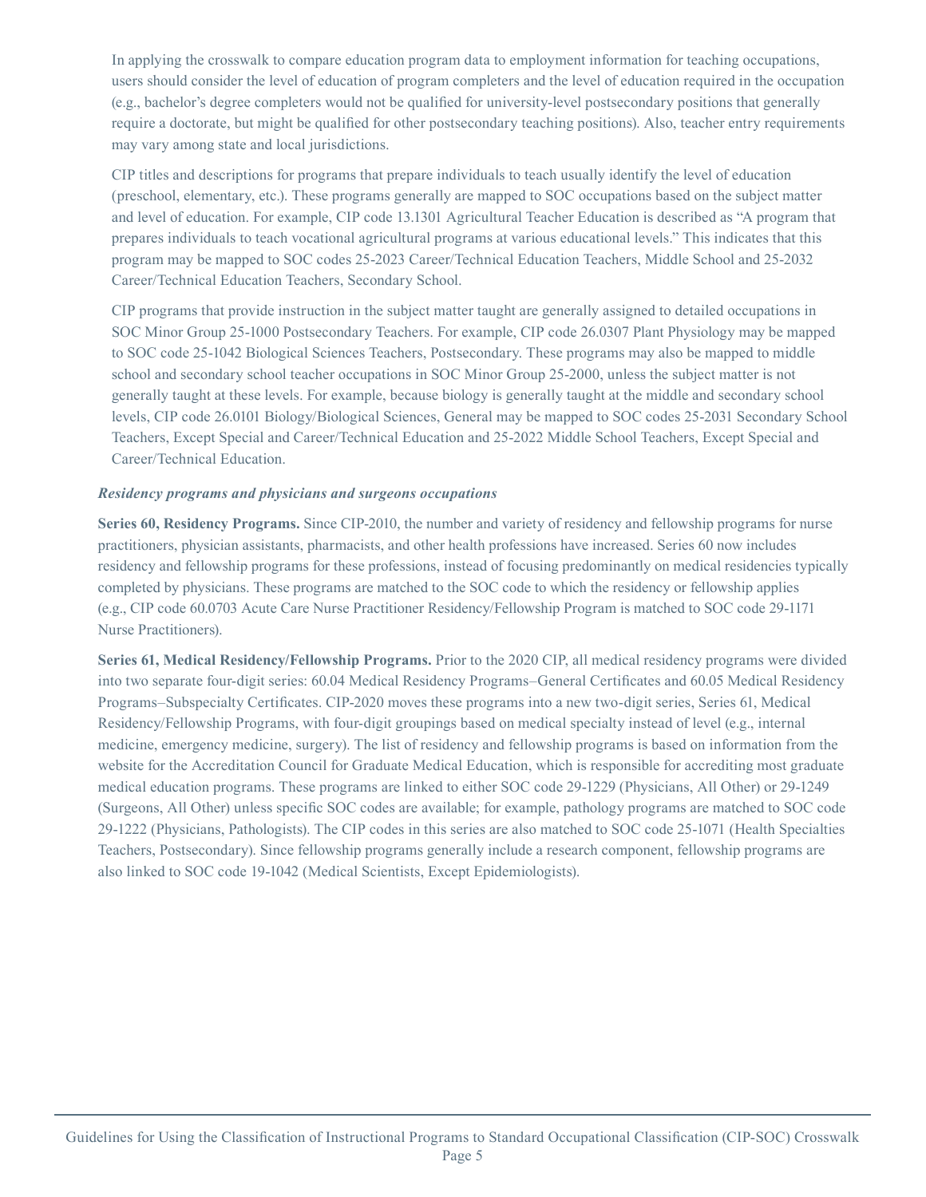In applying the crosswalk to compare education program data to employment information for teaching occupations, users should consider the level of education of program completers and the level of education required in the occupation (e.g., bachelor's degree completers would not be qualified for university-level postsecondary positions that generally require a doctorate, but might be qualified for other postsecondary teaching positions). Also, teacher entry requirements may vary among state and local jurisdictions.

CIP titles and descriptions for programs that prepare individuals to teach usually identify the level of education (preschool, elementary, etc.). These programs generally are mapped to SOC occupations based on the subject matter and level of education. For example, CIP code 13.1301 Agricultural Teacher Education is described as "A program that prepares individuals to teach vocational agricultural programs at various educational levels." This indicates that this program may be mapped to SOC codes 25-2023 Career/Technical Education Teachers, Middle School and 25-2032 Career/Technical Education Teachers, Secondary School.

CIP programs that provide instruction in the subject matter taught are generally assigned to detailed occupations in SOC Minor Group 25-1000 Postsecondary Teachers. For example, CIP code 26.0307 Plant Physiology may be mapped to SOC code 25-1042 Biological Sciences Teachers, Postsecondary. These programs may also be mapped to middle school and secondary school teacher occupations in SOC Minor Group 25-2000, unless the subject matter is not generally taught at these levels. For example, because biology is generally taught at the middle and secondary school levels, CIP code 26.0101 Biology/Biological Sciences, General may be mapped to SOC codes 25-2031 Secondary School Teachers, Except Special and Career/Technical Education and 25-2022 Middle School Teachers, Except Special and Career/Technical Education.

***Residency programs and physicians and surgeons occupations***

**Series 60, Residency Programs.** Since CIP-2010, the number and variety of residency and fellowship programs for nurse practitioners, physician assistants, pharmacists, and other health professions have increased. Series 60 now includes residency and fellowship programs for these professions, instead of focusing predominantly on medical residencies typically completed by physicians. These programs are matched to the SOC code to which the residency or fellowship applies (e.g., CIP code 60.0703 Acute Care Nurse Practitioner Residency/Fellowship Program is matched to SOC code 29-1171 Nurse Practitioners).

**Series 61, Medical Residency/Fellowship Programs.** Prior to the 2020 CIP, all medical residency programs were divided into two separate four-digit series: 60.04 Medical Residency Programs–General Certificates and 60.05 Medical Residency Programs–Subspecialty Certificates. CIP-2020 moves these programs into a new two-digit series, Series 61, Medical Residency/Fellowship Programs, with four-digit groupings based on medical specialty instead of level (e.g., internal medicine, emergency medicine, surgery). The list of residency and fellowship programs is based on information from the website for the Accreditation Council for Graduate Medical Education, which is responsible for accrediting most graduate medical education programs. These programs are linked to either SOC code 29-1229 (Physicians, All Other) or 29-1249 (Surgeons, All Other) unless specific SOC codes are available; for example, pathology programs are matched to SOC code 29-1222 (Physicians, Pathologists). The CIP codes in this series are also matched to SOC code 25-1071 (Health Specialties Teachers, Postsecondary). Since fellowship programs generally include a research component, fellowship programs are also linked to SOC code 19-1042 (Medical Scientists, Except Epidemiologists).